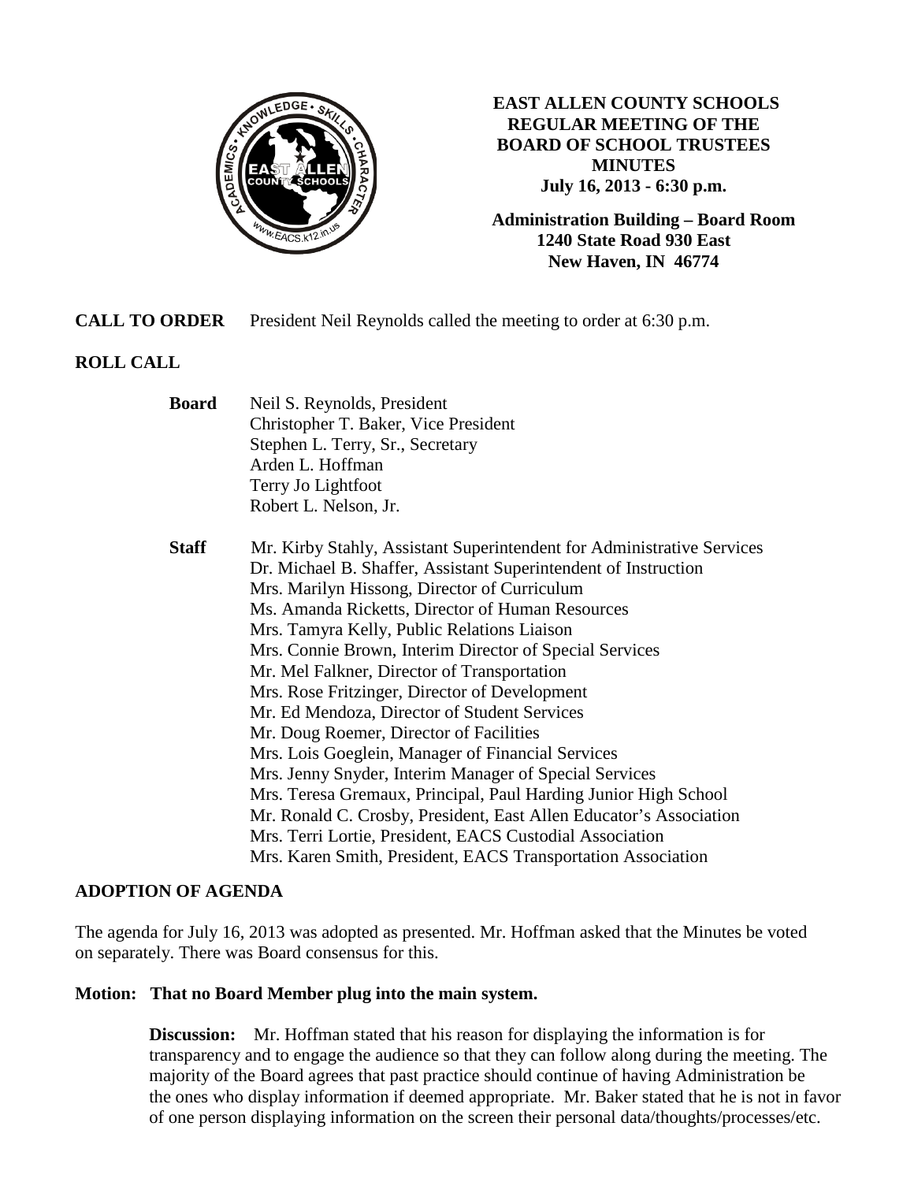# EAST ALLEN COUNTY SCHOOLS
## REGULAR MEETING OF THE BOARD OF SCHOOL TRUSTEES
## MINUTES
**July 16, 2013 - 6:30 p.m.**

**Administration Building – Board Room**
**1240 State Road 930 East**
**New Haven, IN 46774**

**CALL TO ORDER** President Neil Reynolds called the meeting to order at 6:30 p.m.

**ROLL CALL**

**Board**
Neil S. Reynolds, President
Christopher T. Baker, Vice President
Stephen L. Terry, Sr., Secretary
Arden L. Hoffman
Terry Jo Lightfoot
Robert L. Nelson, Jr.

**Staff**
Mr. Kirby Stahly, Assistant Superintendent for Administrative Services
Dr. Michael B. Shaffer, Assistant Superintendent of Instruction
Mrs. Marilyn Hissong, Director of Curriculum
Ms. Amanda Ricketts, Director of Human Resources
Mrs. Tamyra Kelly, Public Relations Liaison
Mrs. Connie Brown, Interim Director of Special Services
Mr. Mel Falkner, Director of Transportation
Mrs. Rose Fritzinger, Director of Development
Mr. Ed Mendoza, Director of Student Services
Mr. Doug Roemer, Director of Facilities
Mrs. Lois Goeglein, Manager of Financial Services
Mrs. Jenny Snyder, Interim Manager of Special Services
Mrs. Teresa Gremaux, Principal, Paul Harding Junior High School
Mr. Ronald C. Crosby, President, East Allen Educator's Association
Mrs. Terri Lortie, President, EACS Custodial Association
Mrs. Karen Smith, President, EACS Transportation Association

**ADOPTION OF AGENDA**

The agenda for July 16, 2013 was adopted as presented. Mr. Hoffman asked that the Minutes be voted on separately. There was Board consensus for this.

**Motion: That no Board Member plug into the main system.**

**Discussion:** Mr. Hoffman stated that his reason for displaying the information is for transparency and to engage the audience so that they can follow along during the meeting. The majority of the Board agrees that past practice should continue of having Administration be the ones who display information if deemed appropriate. Mr. Baker stated that he is not in favor of one person displaying information on the screen their personal data/thoughts/processes/etc.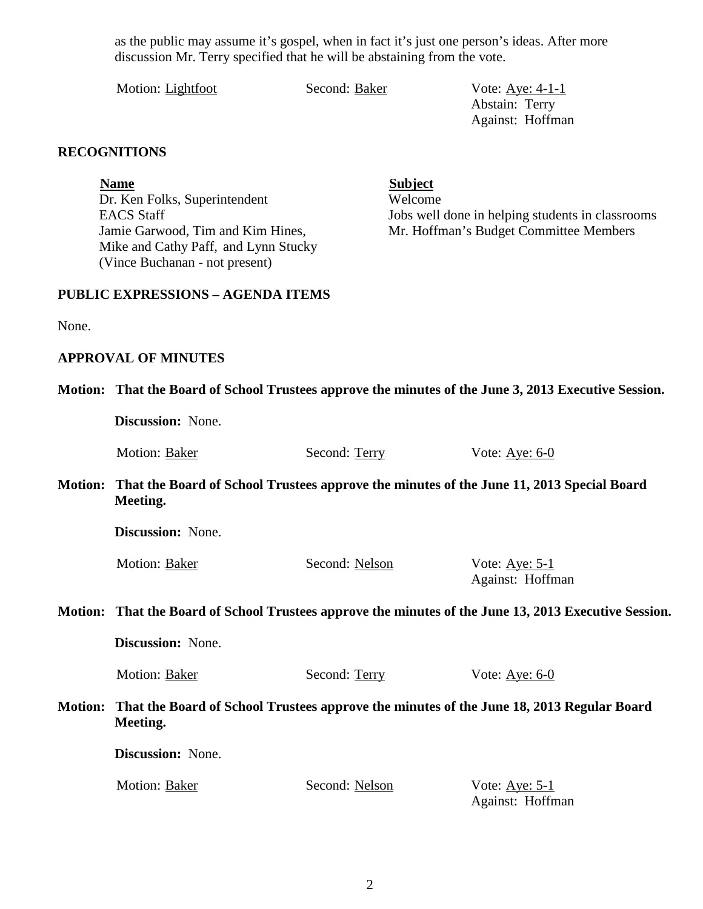as the public may assume it's gospel, when in fact it's just one person's ideas. After more discussion Mr. Terry specified that he will be abstaining from the vote.

Motion: Lightfoot    Second: Baker    Vote: Aye: 4-1-1
Abstain: Terry
Against: Hoffman

## RECOGNITIONS

| Name | Subject |
|---|---|
| Dr. Ken Folks, Superintendent | Welcome |
| EACS Staff | Jobs well done in helping students in classrooms |
| Jamie Garwood, Tim and Kim Hines, Mike and Cathy Paff, and Lynn Stucky (Vince Buchanan - not present) | Mr. Hoffman's Budget Committee Members |

## PUBLIC EXPRESSIONS – AGENDA ITEMS

None.

## APPROVAL OF MINUTES

**Motion: That the Board of School Trustees approve the minutes of the June 3, 2013 Executive Session.**

**Discussion:** None.

Motion: Baker    Second: Terry    Vote: Aye: 6-0

**Motion: That the Board of School Trustees approve the minutes of the June 11, 2013 Special Board Meeting.**

**Discussion:** None.

Motion: Baker    Second: Nelson    Vote: Aye: 5-1
Against: Hoffman

**Motion: That the Board of School Trustees approve the minutes of the June 13, 2013 Executive Session.**

**Discussion:** None.

Motion: Baker    Second: Terry    Vote: Aye: 6-0

**Motion: That the Board of School Trustees approve the minutes of the June 18, 2013 Regular Board Meeting.**

**Discussion:** None.

Motion: Baker    Second: Nelson    Vote: Aye: 5-1
Against: Hoffman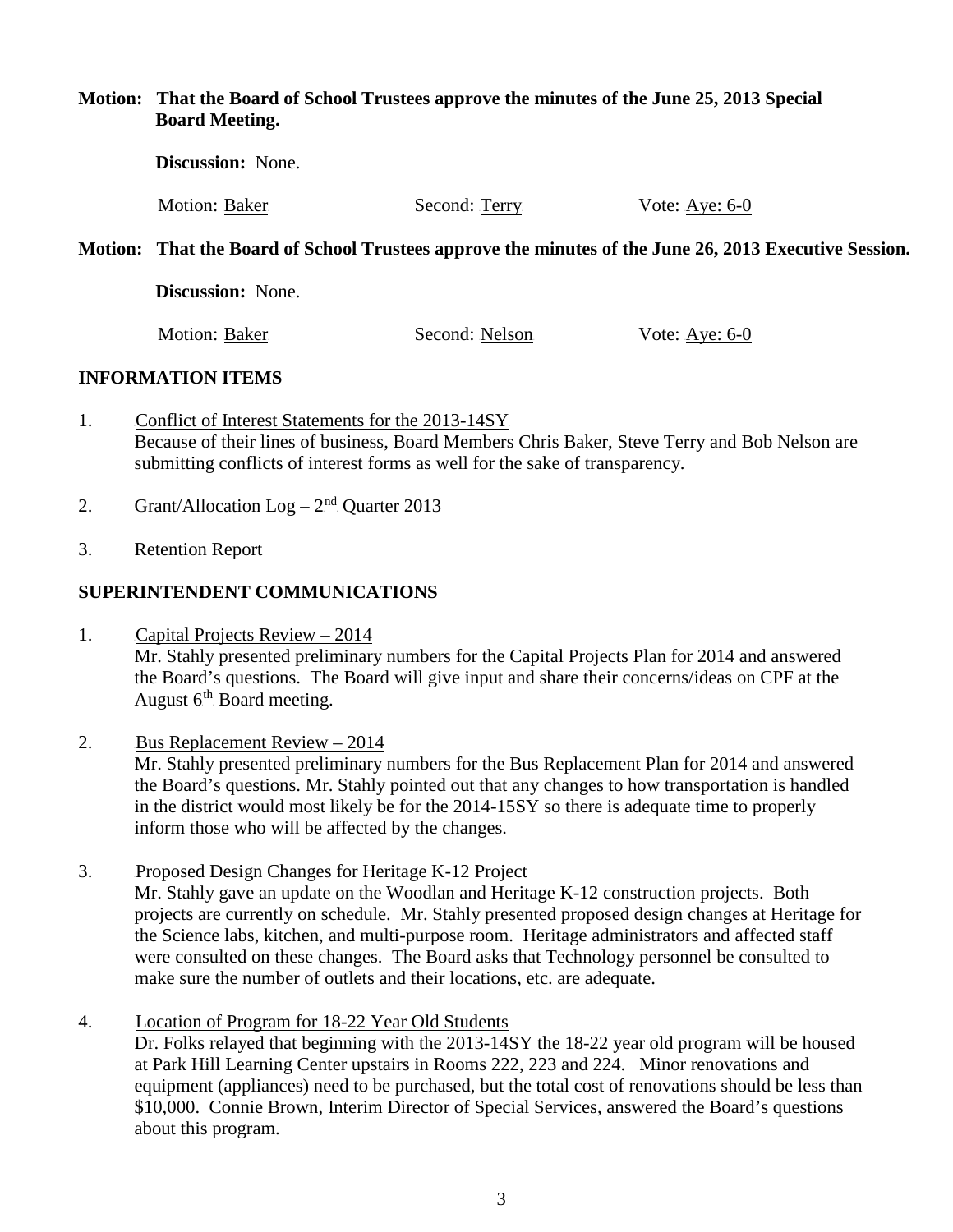**Motion: That the Board of School Trustees approve the minutes of the June 25, 2013 Special Board Meeting.**

**Discussion:** None.

Motion: Baker Second: Terry Vote: Aye: 6-0

**Motion: That the Board of School Trustees approve the minutes of the June 26, 2013 Executive Session.**

**Discussion:** None.

Motion: Baker Second: Nelson Vote: Aye: 6-0

## INFORMATION ITEMS

1. Conflict of Interest Statements for the 2013-14SY
   Because of their lines of business, Board Members Chris Baker, Steve Terry and Bob Nelson are submitting conflicts of interest forms as well for the sake of transparency.

2. Grant/Allocation Log – 2nd Quarter 2013

3. Retention Report

## SUPERINTENDENT COMMUNICATIONS

1. Capital Projects Review – 2014
   Mr. Stahly presented preliminary numbers for the Capital Projects Plan for 2014 and answered the Board's questions. The Board will give input and share their concerns/ideas on CPF at the August 6th Board meeting.

2. Bus Replacement Review – 2014
   Mr. Stahly presented preliminary numbers for the Bus Replacement Plan for 2014 and answered the Board's questions. Mr. Stahly pointed out that any changes to how transportation is handled in the district would most likely be for the 2014-15SY so there is adequate time to properly inform those who will be affected by the changes.

3. Proposed Design Changes for Heritage K-12 Project
   Mr. Stahly gave an update on the Woodlan and Heritage K-12 construction projects. Both projects are currently on schedule. Mr. Stahly presented proposed design changes at Heritage for the Science labs, kitchen, and multi-purpose room. Heritage administrators and affected staff were consulted on these changes. The Board asks that Technology personnel be consulted to make sure the number of outlets and their locations, etc. are adequate.

4. Location of Program for 18-22 Year Old Students
   Dr. Folks relayed that beginning with the 2013-14SY the 18-22 year old program will be housed at Park Hill Learning Center upstairs in Rooms 222, 223 and 224. Minor renovations and equipment (appliances) need to be purchased, but the total cost of renovations should be less than $10,000. Connie Brown, Interim Director of Special Services, answered the Board's questions about this program.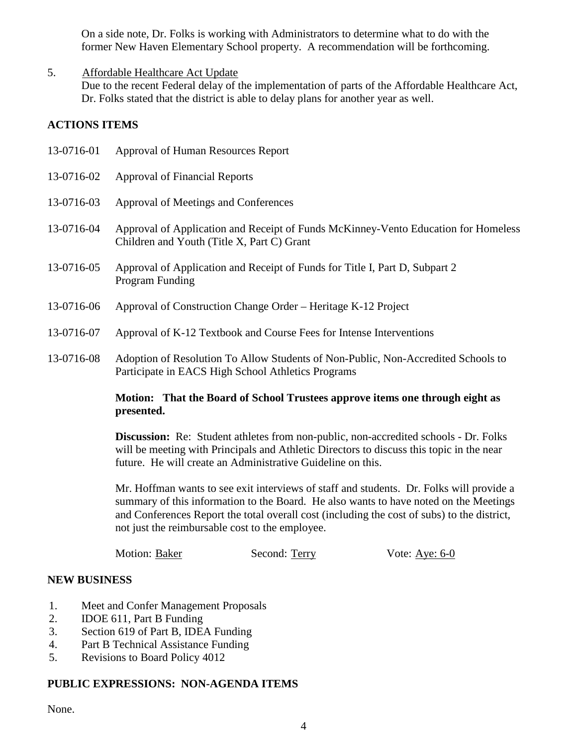On a side note, Dr. Folks is working with Administrators to determine what to do with the former New Haven Elementary School property. A recommendation will be forthcoming.

5. Affordable Healthcare Act Update
   Due to the recent Federal delay of the implementation of parts of the Affordable Healthcare Act, Dr. Folks stated that the district is able to delay plans for another year as well.

## ACTIONS ITEMS

13-0716-01 Approval of Human Resources Report

13-0716-02 Approval of Financial Reports

13-0716-03 Approval of Meetings and Conferences

13-0716-04 Approval of Application and Receipt of Funds McKinney-Vento Education for Homeless Children and Youth (Title X, Part C) Grant

13-0716-05 Approval of Application and Receipt of Funds for Title I, Part D, Subpart 2 Program Funding

13-0716-06 Approval of Construction Change Order – Heritage K-12 Project

13-0716-07 Approval of K-12 Textbook and Course Fees for Intense Interventions

13-0716-08 Adoption of Resolution To Allow Students of Non-Public, Non-Accredited Schools to Participate in EACS High School Athletics Programs

**Motion: That the Board of School Trustees approve items one through eight as presented.**

**Discussion:** Re: Student athletes from non-public, non-accredited schools - Dr. Folks will be meeting with Principals and Athletic Directors to discuss this topic in the near future. He will create an Administrative Guideline on this.

Mr. Hoffman wants to see exit interviews of staff and students. Dr. Folks will provide a summary of this information to the Board. He also wants to have noted on the Meetings and Conferences Report the total overall cost (including the cost of subs) to the district, not just the reimbursable cost to the employee.

Motion: Baker Second: Terry Vote: Aye: 6-0

## NEW BUSINESS

1. Meet and Confer Management Proposals
2. IDOE 611, Part B Funding
3. Section 619 of Part B, IDEA Funding
4. Part B Technical Assistance Funding
5. Revisions to Board Policy 4012

## PUBLIC EXPRESSIONS: NON-AGENDA ITEMS

None.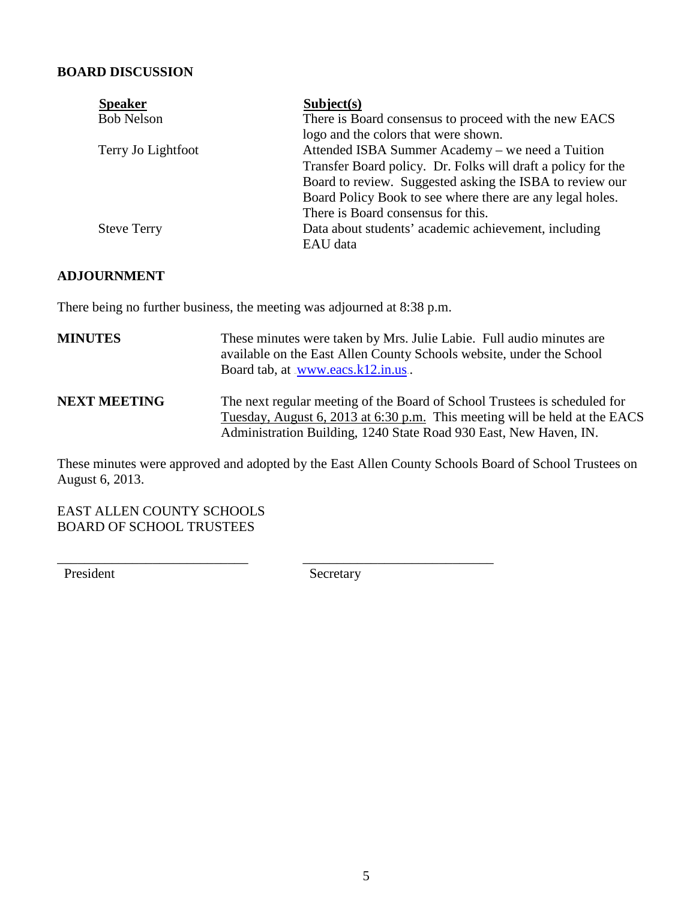**BOARD DISCUSSION**

| Speaker | Subject(s) |
| --- | --- |
| Bob Nelson | There is Board consensus to proceed with the new EACS logo and the colors that were shown. |
| Terry Jo Lightfoot | Attended ISBA Summer Academy – we need a Tuition Transfer Board policy. Dr. Folks will draft a policy for the Board to review. Suggested asking the ISBA to review our Board Policy Book to see where there are any legal holes. There is Board consensus for this. |
| Steve Terry | Data about students' academic achievement, including EAU data |

**ADJOURNMENT**

There being no further business, the meeting was adjourned at 8:38 p.m.

**MINUTES** These minutes were taken by Mrs. Julie Labie. Full audio minutes are available on the East Allen County Schools website, under the School Board tab, at www.eacs.k12.in.us.

**NEXT MEETING** The next regular meeting of the Board of School Trustees is scheduled for Tuesday, August 6, 2013 at 6:30 p.m. This meeting will be held at the EACS Administration Building, 1240 State Road 930 East, New Haven, IN.

These minutes were approved and adopted by the East Allen County Schools Board of School Trustees on August 6, 2013.

EAST ALLEN COUNTY SCHOOLS
BOARD OF SCHOOL TRUSTEES

\_\_\_\_\_\_\_\_\_\_\_\_\_\_\_\_\_\_\_\_\_\_\_\_\_\_\_\_ \_\_\_\_\_\_\_\_\_\_\_\_\_\_\_\_\_\_\_\_\_\_\_\_\_\_\_\_
President Secretary